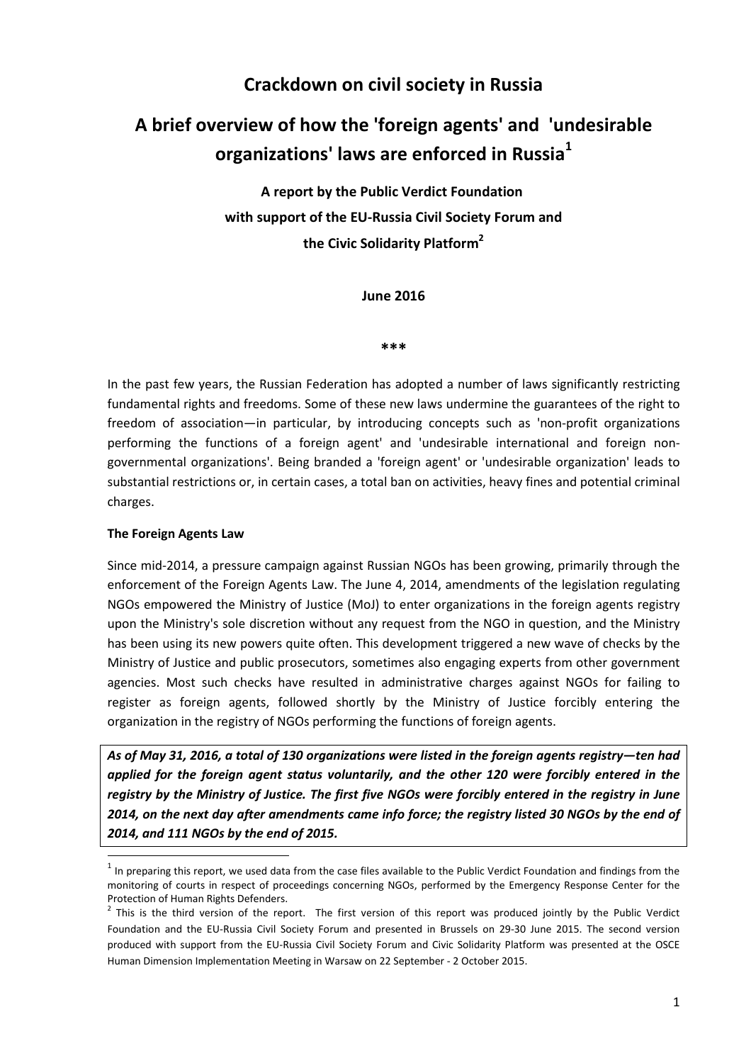# Crackdown on civil society in Russia

# A brief overview of how the 'foreign agents' and 'undesirable organizations' laws are enforced in Russia[1]

**A report by the Public Verdict Foundation with support of the EU-Russia Civil Society Forum and the Civic Solidarity Platform[2]**

**June 2016**

***

In the past few years, the Russian Federation has adopted a number of laws significantly restricting fundamental rights and freedoms. Some of these new laws undermine the guarantees of the right to freedom of association—in particular, by introducing concepts such as 'non-profit organizations performing the functions of a foreign agent' and 'undesirable international and foreign non-governmental organizations'. Being branded a 'foreign agent' or 'undesirable organization' leads to substantial restrictions or, in certain cases, a total ban on activities, heavy fines and potential criminal charges.

**The Foreign Agents Law**

Since mid-2014, a pressure campaign against Russian NGOs has been growing, primarily through the enforcement of the Foreign Agents Law. The June 4, 2014, amendments of the legislation regulating NGOs empowered the Ministry of Justice (MoJ) to enter organizations in the foreign agents registry upon the Ministry's sole discretion without any request from the NGO in question, and the Ministry has been using its new powers quite often. This development triggered a new wave of checks by the Ministry of Justice and public prosecutors, sometimes also engaging experts from other government agencies. Most such checks have resulted in administrative charges against NGOs for failing to register as foreign agents, followed shortly by the Ministry of Justice forcibly entering the organization in the registry of NGOs performing the functions of foreign agents.

***As of May 31, 2016, a total of 130 organizations were listed in the foreign agents registry—ten had applied for the foreign agent status voluntarily, and the other 120 were forcibly entered in the registry by the Ministry of Justice. The first five NGOs were forcibly entered in the registry in June 2014, on the next day after amendments came info force; the registry listed 30 NGOs by the end of 2014, and 111 NGOs by the end of 2015.***

[1] In preparing this report, we used data from the case files available to the Public Verdict Foundation and findings from the monitoring of courts in respect of proceedings concerning NGOs, performed by the Emergency Response Center for the Protection of Human Rights Defenders.

[2] This is the third version of the report. The first version of this report was produced jointly by the Public Verdict Foundation and the EU-Russia Civil Society Forum and presented in Brussels on 29-30 June 2015. The second version produced with support from the EU-Russia Civil Society Forum and Civic Solidarity Platform was presented at the OSCE Human Dimension Implementation Meeting in Warsaw on 22 September - 2 October 2015.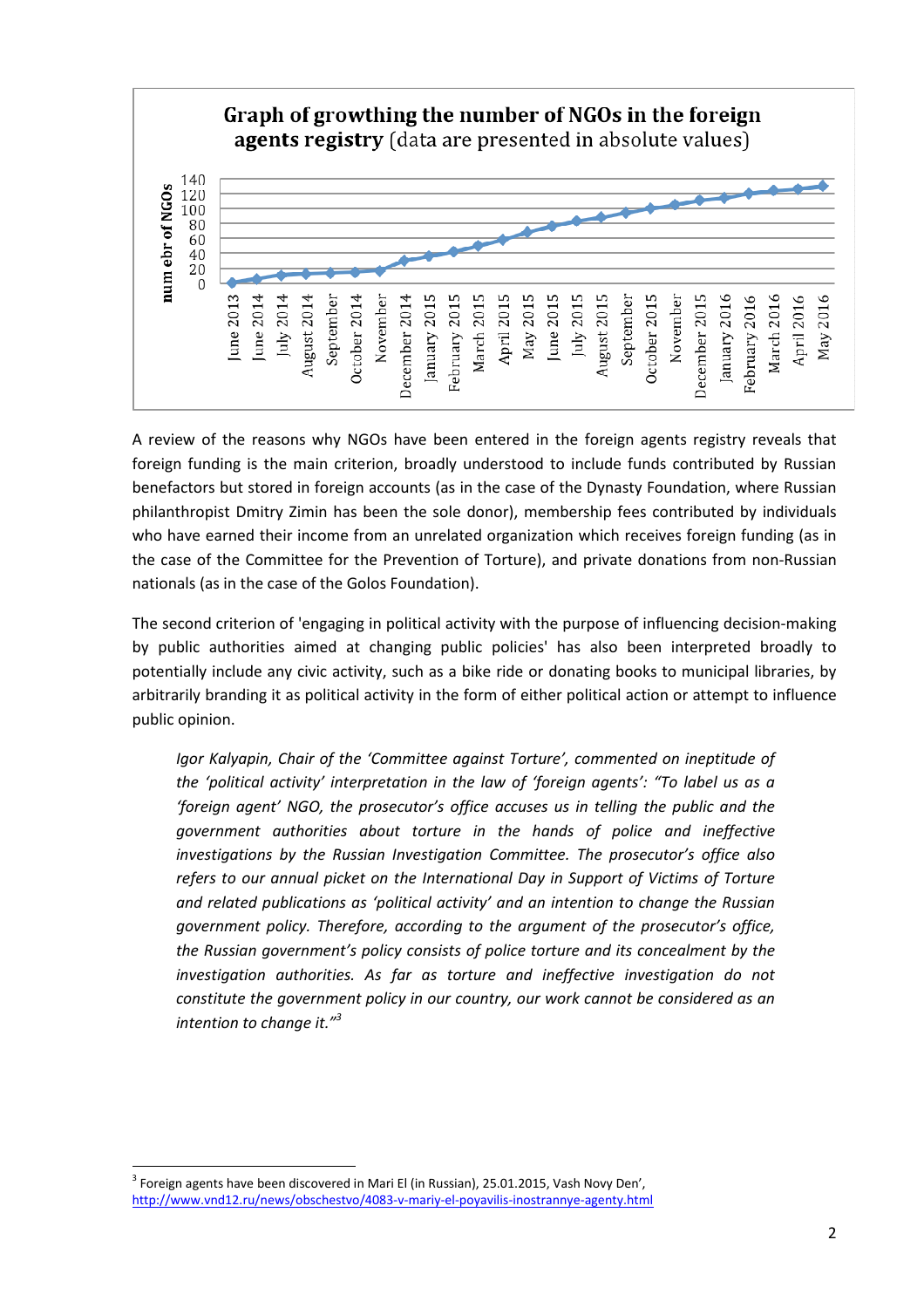**Graph of growthing the number of NGOs in the foreign agents registry** (data are presented in absolute values)

A review of the reasons why NGOs have been entered in the foreign agents registry reveals that foreign funding is the main criterion, broadly understood to include funds contributed by Russian benefactors but stored in foreign accounts (as in the case of the Dynasty Foundation, where Russian philanthropist Dmitry Zimin has been the sole donor), membership fees contributed by individuals who have earned their income from an unrelated organization which receives foreign funding (as in the case of the Committee for the Prevention of Torture), and private donations from non-Russian nationals (as in the case of the Golos Foundation).

The second criterion of 'engaging in political activity with the purpose of influencing decision-making by public authorities aimed at changing public policies' has also been interpreted broadly to potentially include any civic activity, such as a bike ride or donating books to municipal libraries, by arbitrarily branding it as political activity in the form of either political action or attempt to influence public opinion.

> *Igor Kalyapin, Chair of the 'Committee against Torture', commented on ineptitude of the 'political activity' interpretation in the law of 'foreign agents': "To label us as a 'foreign agent' NGO, the prosecutor's office accuses us in telling the public and the government authorities about torture in the hands of police and ineffective investigations by the Russian Investigation Committee. The prosecutor's office also refers to our annual picket on the International Day in Support of Victims of Torture and related publications as 'political activity' and an intention to change the Russian government policy. Therefore, according to the argument of the prosecutor's office, the Russian government's policy consists of police torture and its concealment by the investigation authorities. As far as torture and ineffective investigation do not constitute the government policy in our country, our work cannot be considered as an intention to change it."*[3]

[3] Foreign agents have been discovered in Mari El (in Russian), 25.01.2015, Vash Novy Den', http://www.vnd12.ru/news/obschestvo/4083-v-mariy-el-poyavilis-inostrannye-agenty.html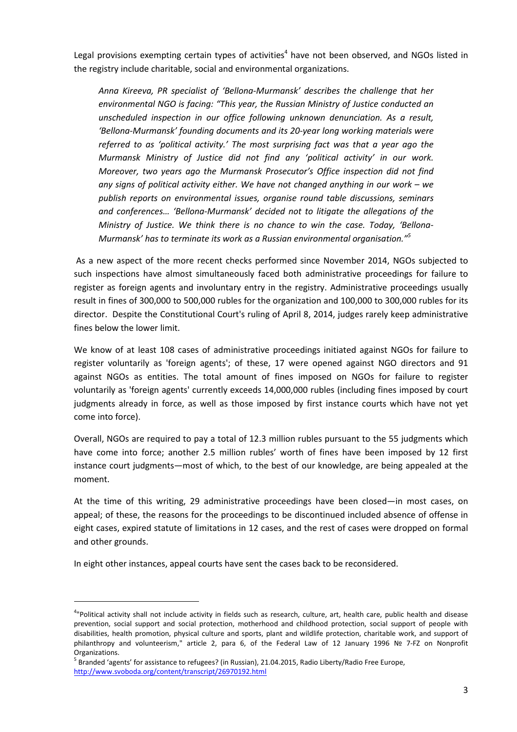Legal provisions exempting certain types of activities[4] have not been observed, and NGOs listed in the registry include charitable, social and environmental organizations.

> *Anna Kireeva, PR specialist of 'Bellona-Murmansk' describes the challenge that her environmental NGO is facing: "This year, the Russian Ministry of Justice conducted an unscheduled inspection in our office following unknown denunciation. As a result, 'Bellona-Murmansk' founding documents and its 20-year long working materials were referred to as 'political activity.' The most surprising fact was that a year ago the Murmansk Ministry of Justice did not find any 'political activity' in our work. Moreover, two years ago the Murmansk Prosecutor's Office inspection did not find any signs of political activity either. We have not changed anything in our work – we publish reports on environmental issues, organise round table discussions, seminars and conferences… 'Bellona-Murmansk' decided not to litigate the allegations of the Ministry of Justice. We think there is no chance to win the case. Today, 'Bellona-Murmansk' has to terminate its work as a Russian environmental organisation."*[5]

As a new aspect of the more recent checks performed since November 2014, NGOs subjected to such inspections have almost simultaneously faced both administrative proceedings for failure to register as foreign agents and involuntary entry in the registry. Administrative proceedings usually result in fines of 300,000 to 500,000 rubles for the organization and 100,000 to 300,000 rubles for its director. Despite the Constitutional Court's ruling of April 8, 2014, judges rarely keep administrative fines below the lower limit.

We know of at least 108 cases of administrative proceedings initiated against NGOs for failure to register voluntarily as 'foreign agents'; of these, 17 were opened against NGO directors and 91 against NGOs as entities. The total amount of fines imposed on NGOs for failure to register voluntarily as 'foreign agents' currently exceeds 14,000,000 rubles (including fines imposed by court judgments already in force, as well as those imposed by first instance courts which have not yet come into force).

Overall, NGOs are required to pay a total of 12.3 million rubles pursuant to the 55 judgments which have come into force; another 2.5 million rubles' worth of fines have been imposed by 12 first instance court judgments—most of which, to the best of our knowledge, are being appealed at the moment.

At the time of this writing, 29 administrative proceedings have been closed—in most cases, on appeal; of these, the reasons for the proceedings to be discontinued included absence of offense in eight cases, expired statute of limitations in 12 cases, and the rest of cases were dropped on formal and other grounds.

In eight other instances, appeal courts have sent the cases back to be reconsidered.

---

[4] "Political activity shall not include activity in fields such as research, culture, art, health care, public health and disease prevention, social support and social protection, motherhood and childhood protection, social support of people with disabilities, health promotion, physical culture and sports, plant and wildlife protection, charitable work, and support of philanthropy and volunteerism," article 2, para 6, of the Federal Law of 12 January 1996 № 7-FZ on Nonprofit Organizations.

[5] Branded 'agents' for assistance to refugees? (in Russian), 21.04.2015, Radio Liberty/Radio Free Europe, http://www.svoboda.org/content/transcript/26970192.html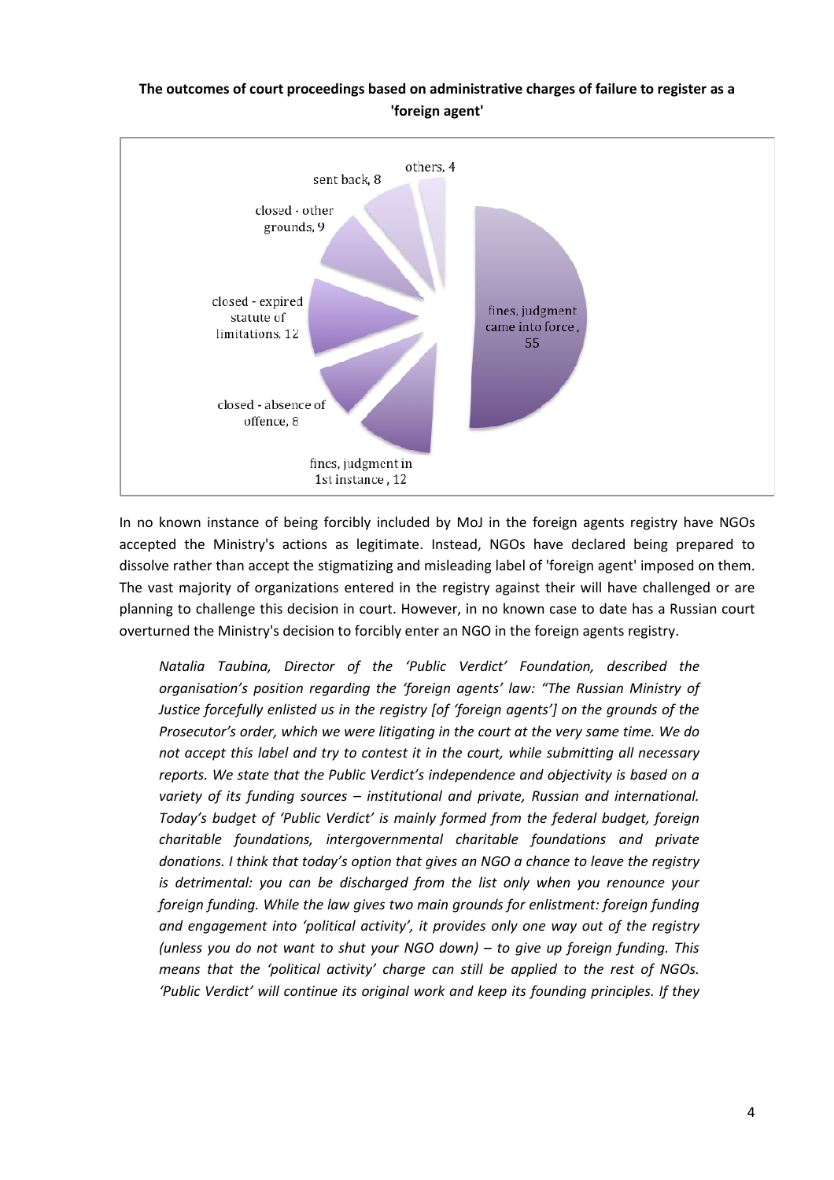**The outcomes of court proceedings based on administrative charges of failure to register as a 'foreign agent'**

| Outcome | Number |
|---|---|
| fines, judgment came into force | 55 |
| fines, judgment in 1st instance | 12 |
| closed - absence of offence | 8 |
| closed - expired statute of limitations | 12 |
| closed - other grounds | 9 |
| sent back | 8 |
| others | 4 |

In no known instance of being forcibly included by MoJ in the foreign agents registry have NGOs accepted the Ministry's actions as legitimate. Instead, NGOs have declared being prepared to dissolve rather than accept the stigmatizing and misleading label of 'foreign agent' imposed on them. The vast majority of organizations entered in the registry against their will have challenged or are planning to challenge this decision in court. However, in no known case to date has a Russian court overturned the Ministry's decision to forcibly enter an NGO in the foreign agents registry.

> *Natalia Taubina, Director of the 'Public Verdict' Foundation, described the organisation's position regarding the 'foreign agents' law: "The Russian Ministry of Justice forcefully enlisted us in the registry [of 'foreign agents'] on the grounds of the Prosecutor's order, which we were litigating in the court at the very same time. We do not accept this label and try to contest it in the court, while submitting all necessary reports. We state that the Public Verdict's independence and objectivity is based on a variety of its funding sources – institutional and private, Russian and international. Today's budget of 'Public Verdict' is mainly formed from the federal budget, foreign charitable foundations, intergovernmental charitable foundations and private donations. I think that today's option that gives an NGO a chance to leave the registry is detrimental: you can be discharged from the list only when you renounce your foreign funding. While the law gives two main grounds for enlistment: foreign funding and engagement into 'political activity', it provides only one way out of the registry (unless you do not want to shut your NGO down) – to give up foreign funding. This means that the 'political activity' charge can still be applied to the rest of NGOs. 'Public Verdict' will continue its original work and keep its founding principles. If they*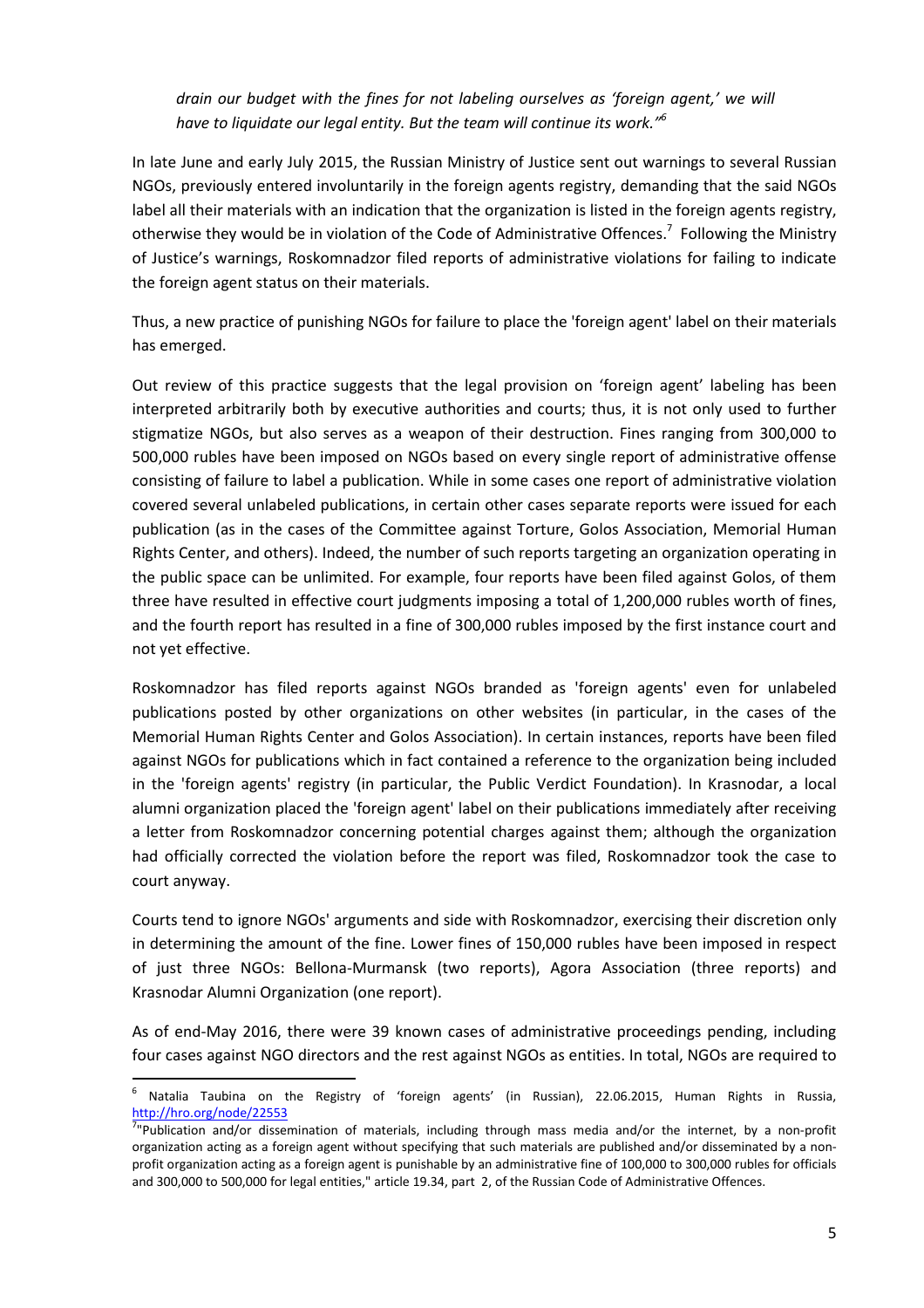*drain our budget with the fines for not labeling ourselves as 'foreign agent,' we will have to liquidate our legal entity. But the team will continue its work."*[6]

In late June and early July 2015, the Russian Ministry of Justice sent out warnings to several Russian NGOs, previously entered involuntarily in the foreign agents registry, demanding that the said NGOs label all their materials with an indication that the organization is listed in the foreign agents registry, otherwise they would be in violation of the Code of Administrative Offences.[7] Following the Ministry of Justice's warnings, Roskomnadzor filed reports of administrative violations for failing to indicate the foreign agent status on their materials.

Thus, a new practice of punishing NGOs for failure to place the 'foreign agent' label on their materials has emerged.

Out review of this practice suggests that the legal provision on 'foreign agent' labeling has been interpreted arbitrarily both by executive authorities and courts; thus, it is not only used to further stigmatize NGOs, but also serves as a weapon of their destruction. Fines ranging from 300,000 to 500,000 rubles have been imposed on NGOs based on every single report of administrative offense consisting of failure to label a publication. While in some cases one report of administrative violation covered several unlabeled publications, in certain other cases separate reports were issued for each publication (as in the cases of the Committee against Torture, Golos Association, Memorial Human Rights Center, and others). Indeed, the number of such reports targeting an organization operating in the public space can be unlimited. For example, four reports have been filed against Golos, of them three have resulted in effective court judgments imposing a total of 1,200,000 rubles worth of fines, and the fourth report has resulted in a fine of 300,000 rubles imposed by the first instance court and not yet effective.

Roskomnadzor has filed reports against NGOs branded as 'foreign agents' even for unlabeled publications posted by other organizations on other websites (in particular, in the cases of the Memorial Human Rights Center and Golos Association). In certain instances, reports have been filed against NGOs for publications which in fact contained a reference to the organization being included in the 'foreign agents' registry (in particular, the Public Verdict Foundation). In Krasnodar, a local alumni organization placed the 'foreign agent' label on their publications immediately after receiving a letter from Roskomnadzor concerning potential charges against them; although the organization had officially corrected the violation before the report was filed, Roskomnadzor took the case to court anyway.

Courts tend to ignore NGOs' arguments and side with Roskomnadzor, exercising their discretion only in determining the amount of the fine. Lower fines of 150,000 rubles have been imposed in respect of just three NGOs: Bellona-Murmansk (two reports), Agora Association (three reports) and Krasnodar Alumni Organization (one report).

As of end-May 2016, there were 39 known cases of administrative proceedings pending, including four cases against NGO directors and the rest against NGOs as entities. In total, NGOs are required to

---

[6] Natalia Taubina on the Registry of 'foreign agents' (in Russian), 22.06.2015, Human Rights in Russia, http://hro.org/node/22553

[7] "Publication and/or dissemination of materials, including through mass media and/or the internet, by a non-profit organization acting as a foreign agent without specifying that such materials are published and/or disseminated by a non-profit organization acting as a foreign agent is punishable by an administrative fine of 100,000 to 300,000 rubles for officials and 300,000 to 500,000 for legal entities," article 19.34, part 2, of the Russian Code of Administrative Offences.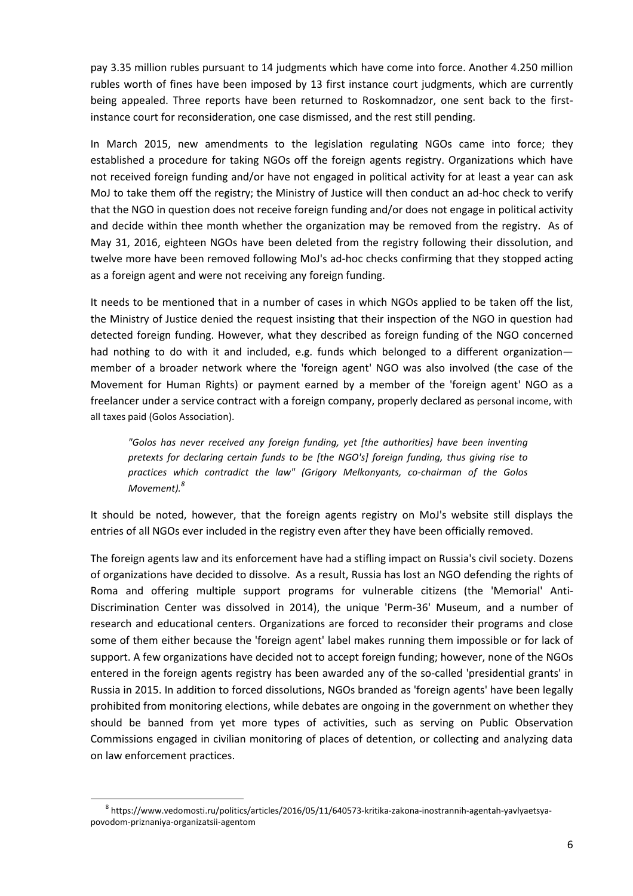pay 3.35 million rubles pursuant to 14 judgments which have come into force. Another 4.250 million rubles worth of fines have been imposed by 13 first instance court judgments, which are currently being appealed. Three reports have been returned to Roskomnadzor, one sent back to the first-instance court for reconsideration, one case dismissed, and the rest still pending.

In March 2015, new amendments to the legislation regulating NGOs came into force; they established a procedure for taking NGOs off the foreign agents registry. Organizations which have not received foreign funding and/or have not engaged in political activity for at least a year can ask MoJ to take them off the registry; the Ministry of Justice will then conduct an ad-hoc check to verify that the NGO in question does not receive foreign funding and/or does not engage in political activity and decide within thee month whether the organization may be removed from the registry. As of May 31, 2016, eighteen NGOs have been deleted from the registry following their dissolution, and twelve more have been removed following MoJ's ad-hoc checks confirming that they stopped acting as a foreign agent and were not receiving any foreign funding.

It needs to be mentioned that in a number of cases in which NGOs applied to be taken off the list, the Ministry of Justice denied the request insisting that their inspection of the NGO in question had detected foreign funding. However, what they described as foreign funding of the NGO concerned had nothing to do with it and included, e.g. funds which belonged to a different organization—member of a broader network where the 'foreign agent' NGO was also involved (the case of the Movement for Human Rights) or payment earned by a member of the 'foreign agent' NGO as a freelancer under a service contract with a foreign company, properly declared as personal income, with all taxes paid (Golos Association).

> *"Golos has never received any foreign funding, yet [the authorities] have been inventing pretexts for declaring certain funds to be [the NGO's] foreign funding, thus giving rise to practices which contradict the law" (Grigory Melkonyants, co-chairman of the Golos Movement).*[8]

It should be noted, however, that the foreign agents registry on MoJ's website still displays the entries of all NGOs ever included in the registry even after they have been officially removed.

The foreign agents law and its enforcement have had a stifling impact on Russia's civil society. Dozens of organizations have decided to dissolve. As a result, Russia has lost an NGO defending the rights of Roma and offering multiple support programs for vulnerable citizens (the 'Memorial' Anti-Discrimination Center was dissolved in 2014), the unique 'Perm-36' Museum, and a number of research and educational centers. Organizations are forced to reconsider their programs and close some of them either because the 'foreign agent' label makes running them impossible or for lack of support. A few organizations have decided not to accept foreign funding; however, none of the NGOs entered in the foreign agents registry has been awarded any of the so-called 'presidential grants' in Russia in 2015. In addition to forced dissolutions, NGOs branded as 'foreign agents' have been legally prohibited from monitoring elections, while debates are ongoing in the government on whether they should be banned from yet more types of activities, such as serving on Public Observation Commissions engaged in civilian monitoring of places of detention, or collecting and analyzing data on law enforcement practices.

---

[8] https://www.vedomosti.ru/politics/articles/2016/05/11/640573-kritika-zakona-inostrannih-agentah-yavlyaetsya-povodom-priznaniya-organizatsii-agentom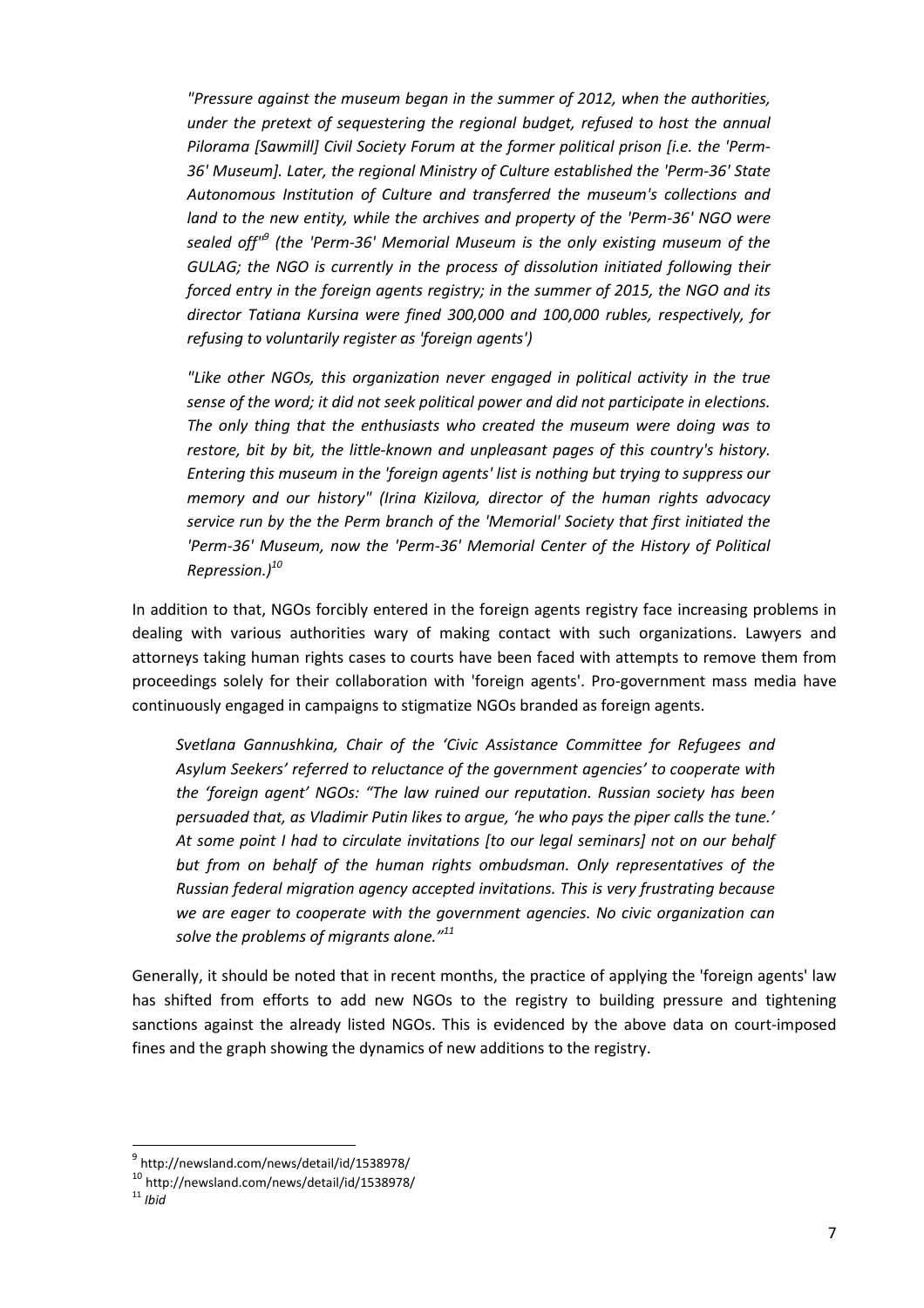*"Pressure against the museum began in the summer of 2012, when the authorities, under the pretext of sequestering the regional budget, refused to host the annual Pilorama [Sawmill] Civil Society Forum at the former political prison [i.e. the 'Perm-36' Museum]. Later, the regional Ministry of Culture established the 'Perm-36' State Autonomous Institution of Culture and transferred the museum's collections and land to the new entity, while the archives and property of the 'Perm-36' NGO were sealed off"[9] (the 'Perm-36' Memorial Museum is the only existing museum of the GULAG; the NGO is currently in the process of dissolution initiated following their forced entry in the foreign agents registry; in the summer of 2015, the NGO and its director Tatiana Kursina were fined 300,000 and 100,000 rubles, respectively, for refusing to voluntarily register as 'foreign agents')*

*"Like other NGOs, this organization never engaged in political activity in the true sense of the word; it did not seek political power and did not participate in elections. The only thing that the enthusiasts who created the museum were doing was to restore, bit by bit, the little-known and unpleasant pages of this country's history. Entering this museum in the 'foreign agents' list is nothing but trying to suppress our memory and our history" (Irina Kizilova, director of the human rights advocacy service run by the the Perm branch of the 'Memorial' Society that first initiated the 'Perm-36' Museum, now the 'Perm-36' Memorial Center of the History of Political Repression.)[10]*

In addition to that, NGOs forcibly entered in the foreign agents registry face increasing problems in dealing with various authorities wary of making contact with such organizations. Lawyers and attorneys taking human rights cases to courts have been faced with attempts to remove them from proceedings solely for their collaboration with 'foreign agents'. Pro-government mass media have continuously engaged in campaigns to stigmatize NGOs branded as foreign agents.

*Svetlana Gannushkina, Chair of the 'Civic Assistance Committee for Refugees and Asylum Seekers' referred to reluctance of the government agencies' to cooperate with the 'foreign agent' NGOs: "The law ruined our reputation. Russian society has been persuaded that, as Vladimir Putin likes to argue, 'he who pays the piper calls the tune.' At some point I had to circulate invitations [to our legal seminars] not on our behalf but from on behalf of the human rights ombudsman. Only representatives of the Russian federal migration agency accepted invitations. This is very frustrating because we are eager to cooperate with the government agencies. No civic organization can solve the problems of migrants alone."[11]*

Generally, it should be noted that in recent months, the practice of applying the 'foreign agents' law has shifted from efforts to add new NGOs to the registry to building pressure and tightening sanctions against the already listed NGOs. This is evidenced by the above data on court-imposed fines and the graph showing the dynamics of new additions to the registry.

---

[9] http://newsland.com/news/detail/id/1538978/

[10] http://newsland.com/news/detail/id/1538978/

[11] *Ibid*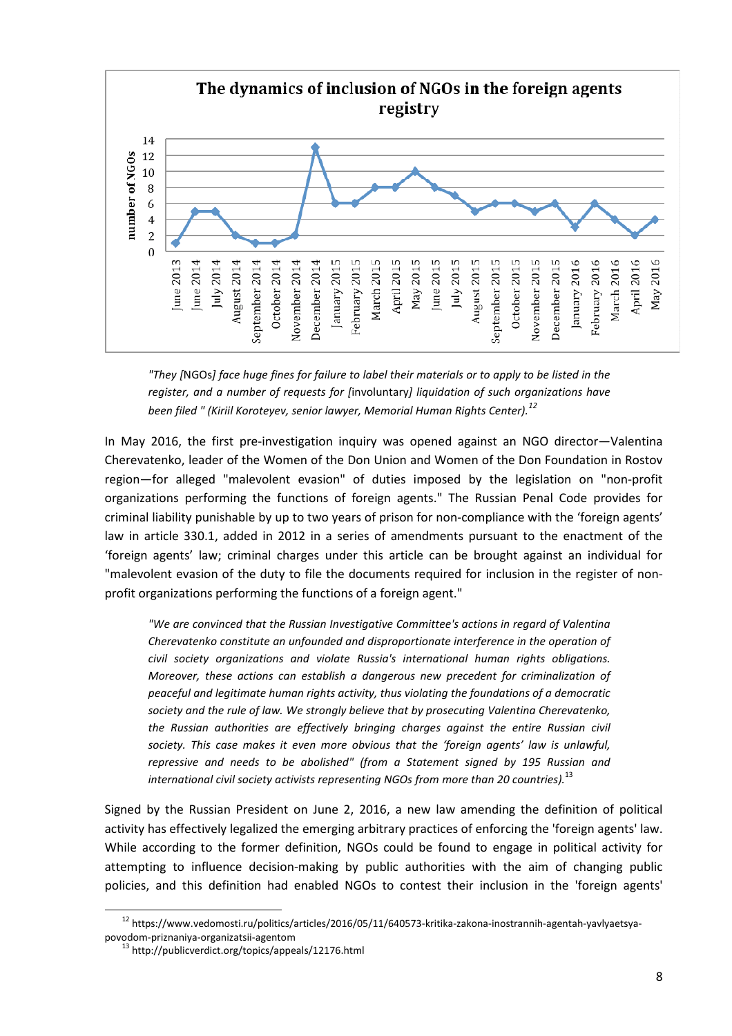"They [NGOs] face huge fines for failure to label their materials or to apply to be listed in the register, and a number of requests for [involuntary] liquidation of such organizations have been filed" (Kiriil Koroteyev, senior lawyer, Memorial Human Rights Center).[12]*

In May 2016, the first pre-investigation inquiry was opened against an NGO director—Valentina Cherevatenko, leader of the Women of the Don Union and Women of the Don Foundation in Rostov region—for alleged "malevolent evasion" of duties imposed by the legislation on "non-profit organizations performing the functions of foreign agents." The Russian Penal Code provides for criminal liability punishable by up to two years of prison for non-compliance with the 'foreign agents' law in article 330.1, added in 2012 in a series of amendments pursuant to the enactment of the 'foreign agents' law; criminal charges under this article can be brought against an individual for "malevolent evasion of the duty to file the documents required for inclusion in the register of non-profit organizations performing the functions of a foreign agent."

*"We are convinced that the Russian Investigative Committee's actions in regard of Valentina Cherevatenko constitute an unfounded and disproportionate interference in the operation of civil society organizations and violate Russia's international human rights obligations. Moreover, these actions can establish a dangerous new precedent for criminalization of peaceful and legitimate human rights activity, thus violating the foundations of a democratic society and the rule of law. We strongly believe that by prosecuting Valentina Cherevatenko, the Russian authorities are effectively bringing charges against the entire Russian civil society. This case makes it even more obvious that the 'foreign agents' law is unlawful, repressive and needs to be abolished" (from a Statement signed by 195 Russian and international civil society activists representing NGOs from more than 20 countries).*[13]

Signed by the Russian President on June 2, 2016, a new law amending the definition of political activity has effectively legalized the emerging arbitrary practices of enforcing the 'foreign agents' law. While according to the former definition, NGOs could be found to engage in political activity for attempting to influence decision-making by public authorities with the aim of changing public policies, and this definition had enabled NGOs to contest their inclusion in the 'foreign agents'

[12] https://www.vedomosti.ru/politics/articles/2016/05/11/640573-kritika-zakona-inostrannih-agentah-yavlyaetsya-povodom-priznaniya-organizatsii-agentom

[13] http://publicverdict.org/topics/appeals/12176.html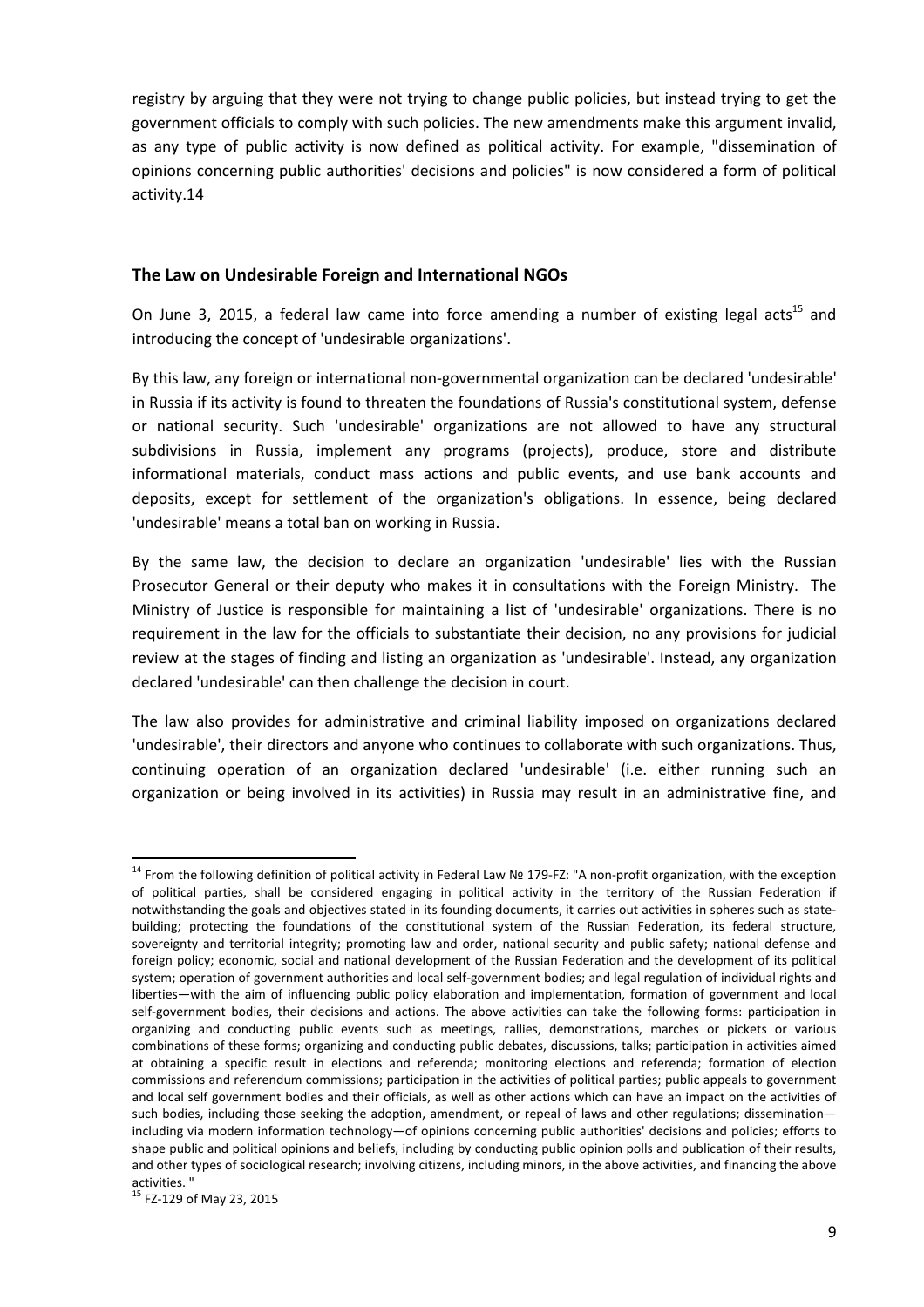registry by arguing that they were not trying to change public policies, but instead trying to get the government officials to comply with such policies. The new amendments make this argument invalid, as any type of public activity is now defined as political activity. For example, "dissemination of opinions concerning public authorities' decisions and policies" is now considered a form of political activity.14

### The Law on Undesirable Foreign and International NGOs

On June 3, 2015, a federal law came into force amending a number of existing legal acts[15] and introducing the concept of 'undesirable organizations'.

By this law, any foreign or international non-governmental organization can be declared 'undesirable' in Russia if its activity is found to threaten the foundations of Russia's constitutional system, defense or national security. Such 'undesirable' organizations are not allowed to have any structural subdivisions in Russia, implement any programs (projects), produce, store and distribute informational materials, conduct mass actions and public events, and use bank accounts and deposits, except for settlement of the organization's obligations. In essence, being declared 'undesirable' means a total ban on working in Russia.

By the same law, the decision to declare an organization 'undesirable' lies with the Russian Prosecutor General or their deputy who makes it in consultations with the Foreign Ministry. The Ministry of Justice is responsible for maintaining a list of 'undesirable' organizations. There is no requirement in the law for the officials to substantiate their decision, no any provisions for judicial review at the stages of finding and listing an organization as 'undesirable'. Instead, any organization declared 'undesirable' can then challenge the decision in court.

The law also provides for administrative and criminal liability imposed on organizations declared 'undesirable', their directors and anyone who continues to collaborate with such organizations. Thus, continuing operation of an organization declared 'undesirable' (i.e. either running such an organization or being involved in its activities) in Russia may result in an administrative fine, and

---

[14] From the following definition of political activity in Federal Law № 179-FZ: "A non-profit organization, with the exception of political parties, shall be considered engaging in political activity in the territory of the Russian Federation if notwithstanding the goals and objectives stated in its founding documents, it carries out activities in spheres such as state-building; protecting the foundations of the constitutional system of the Russian Federation, its federal structure, sovereignty and territorial integrity; promoting law and order, national security and public safety; national defense and foreign policy; economic, social and national development of the Russian Federation and the development of its political system; operation of government authorities and local self-government bodies; and legal regulation of individual rights and liberties—with the aim of influencing public policy elaboration and implementation, formation of government and local self-government bodies, their decisions and actions. The above activities can take the following forms: participation in organizing and conducting public events such as meetings, rallies, demonstrations, marches or pickets or various combinations of these forms; organizing and conducting public debates, discussions, talks; participation in activities aimed at obtaining a specific result in elections and referenda; monitoring elections and referenda; formation of election commissions and referendum commissions; participation in the activities of political parties; public appeals to government and local self government bodies and their officials, as well as other actions which can have an impact on the activities of such bodies, including those seeking the adoption, amendment, or repeal of laws and other regulations; dissemination—including via modern information technology—of opinions concerning public authorities' decisions and policies; efforts to shape public and political opinions and beliefs, including by conducting public opinion polls and publication of their results, and other types of sociological research; involving citizens, including minors, in the above activities, and financing the above activities. "

[15] FZ-129 of May 23, 2015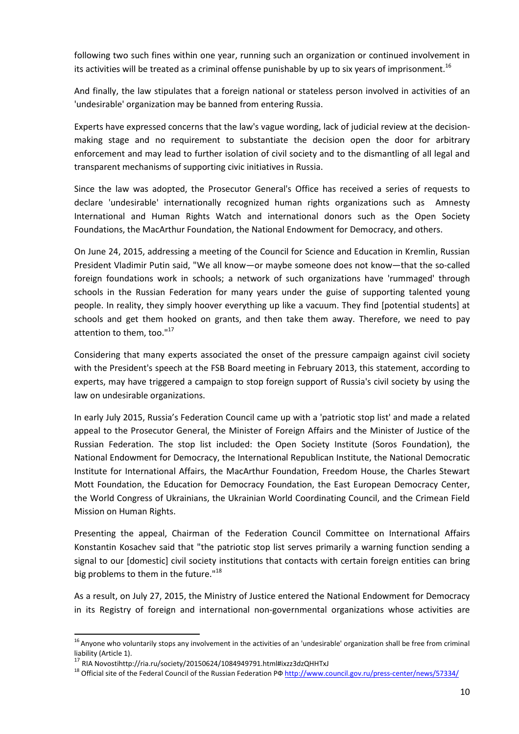following two such fines within one year, running such an organization or continued involvement in its activities will be treated as a criminal offense punishable by up to six years of imprisonment.[16]

And finally, the law stipulates that a foreign national or stateless person involved in activities of an 'undesirable' organization may be banned from entering Russia.

Experts have expressed concerns that the law's vague wording, lack of judicial review at the decision-making stage and no requirement to substantiate the decision open the door for arbitrary enforcement and may lead to further isolation of civil society and to the dismantling of all legal and transparent mechanisms of supporting civic initiatives in Russia.

Since the law was adopted, the Prosecutor General's Office has received a series of requests to declare 'undesirable' internationally recognized human rights organizations such as Amnesty International and Human Rights Watch and international donors such as the Open Society Foundations, the MacArthur Foundation, the National Endowment for Democracy, and others.

On June 24, 2015, addressing a meeting of the Council for Science and Education in Kremlin, Russian President Vladimir Putin said, "We all know—or maybe someone does not know—that the so-called foreign foundations work in schools; a network of such organizations have 'rummaged' through schools in the Russian Federation for many years under the guise of supporting talented young people. In reality, they simply hoover everything up like a vacuum. They find [potential students] at schools and get them hooked on grants, and then take them away. Therefore, we need to pay attention to them, too."[17]

Considering that many experts associated the onset of the pressure campaign against civil society with the President's speech at the FSB Board meeting in February 2013, this statement, according to experts, may have triggered a campaign to stop foreign support of Russia's civil society by using the law on undesirable organizations.

In early July 2015, Russia's Federation Council came up with a 'patriotic stop list' and made a related appeal to the Prosecutor General, the Minister of Foreign Affairs and the Minister of Justice of the Russian Federation. The stop list included: the Open Society Institute (Soros Foundation), the National Endowment for Democracy, the International Republican Institute, the National Democratic Institute for International Affairs, the MacArthur Foundation, Freedom House, the Charles Stewart Mott Foundation, the Education for Democracy Foundation, the East European Democracy Center, the World Congress of Ukrainians, the Ukrainian World Coordinating Council, and the Crimean Field Mission on Human Rights.

Presenting the appeal, Chairman of the Federation Council Committee on International Affairs Konstantin Kosachev said that "the patriotic stop list serves primarily a warning function sending a signal to our [domestic] civil society institutions that contacts with certain foreign entities can bring big problems to them in the future."[18]

As a result, on July 27, 2015, the Ministry of Justice entered the National Endowment for Democracy in its Registry of foreign and international non-governmental organizations whose activities are

---

[16] Anyone who voluntarily stops any involvement in the activities of an 'undesirable' organization shall be free from criminal liability (Article 1).

[17] RIA Novostihttp://ria.ru/society/20150624/1084949791.html#ixzz3dzQHHTxJ

[18] Official site of the Federal Council of the Russian Federation РФ http://www.council.gov.ru/press-center/news/57334/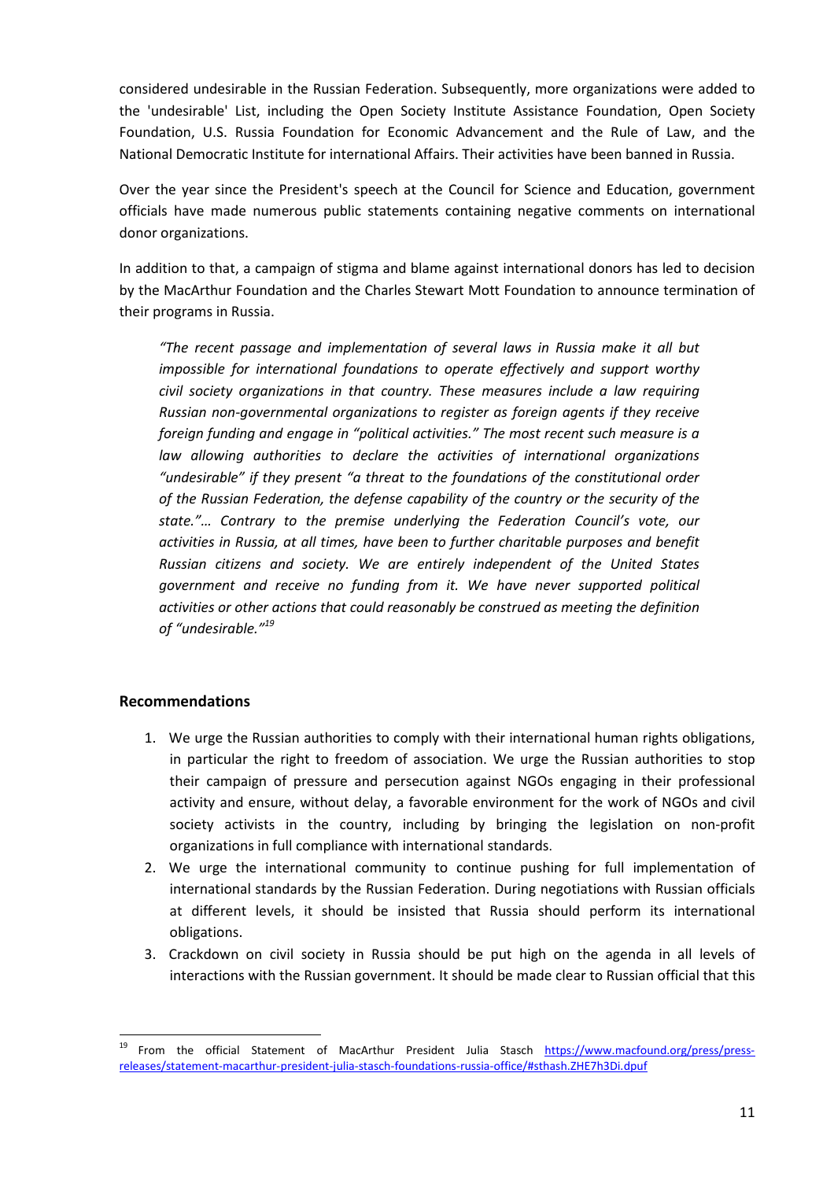considered undesirable in the Russian Federation. Subsequently, more organizations were added to the 'undesirable' List, including the Open Society Institute Assistance Foundation, Open Society Foundation, U.S. Russia Foundation for Economic Advancement and the Rule of Law, and the National Democratic Institute for international Affairs. Their activities have been banned in Russia.

Over the year since the President's speech at the Council for Science and Education, government officials have made numerous public statements containing negative comments on international donor organizations.

In addition to that, a campaign of stigma and blame against international donors has led to decision by the MacArthur Foundation and the Charles Stewart Mott Foundation to announce termination of their programs in Russia.

> *"The recent passage and implementation of several laws in Russia make it all but impossible for international foundations to operate effectively and support worthy civil society organizations in that country. These measures include a law requiring Russian non-governmental organizations to register as foreign agents if they receive foreign funding and engage in "political activities." The most recent such measure is a law allowing authorities to declare the activities of international organizations "undesirable" if they present "a threat to the foundations of the constitutional order of the Russian Federation, the defense capability of the country or the security of the state."… Contrary to the premise underlying the Federation Council's vote, our activities in Russia, at all times, have been to further charitable purposes and benefit Russian citizens and society. We are entirely independent of the United States government and receive no funding from it. We have never supported political activities or other actions that could reasonably be construed as meeting the definition of "undesirable."*[19]

## Recommendations

1. We urge the Russian authorities to comply with their international human rights obligations, in particular the right to freedom of association. We urge the Russian authorities to stop their campaign of pressure and persecution against NGOs engaging in their professional activity and ensure, without delay, a favorable environment for the work of NGOs and civil society activists in the country, including by bringing the legislation on non-profit organizations in full compliance with international standards.
2. We urge the international community to continue pushing for full implementation of international standards by the Russian Federation. During negotiations with Russian officials at different levels, it should be insisted that Russia should perform its international obligations.
3. Crackdown on civil society in Russia should be put high on the agenda in all levels of interactions with the Russian government. It should be made clear to Russian official that this

---

[19] From the official Statement of MacArthur President Julia Stasch https://www.macfound.org/press/press-releases/statement-macarthur-president-julia-stasch-foundations-russia-office/#sthash.ZHE7h3Di.dpuf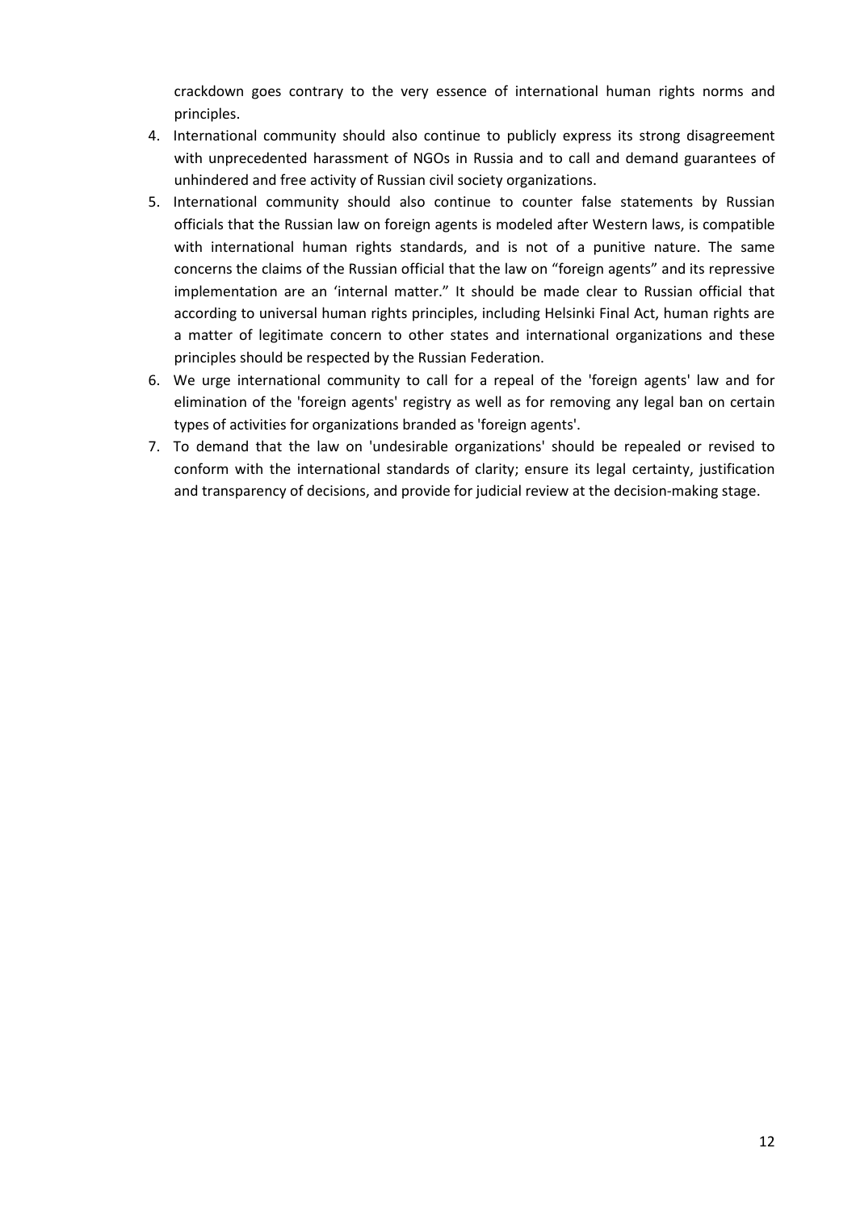crackdown goes contrary to the very essence of international human rights norms and principles.

4. International community should also continue to publicly express its strong disagreement with unprecedented harassment of NGOs in Russia and to call and demand guarantees of unhindered and free activity of Russian civil society organizations.
5. International community should also continue to counter false statements by Russian officials that the Russian law on foreign agents is modeled after Western laws, is compatible with international human rights standards, and is not of a punitive nature. The same concerns the claims of the Russian official that the law on "foreign agents" and its repressive implementation are an 'internal matter." It should be made clear to Russian official that according to universal human rights principles, including Helsinki Final Act, human rights are a matter of legitimate concern to other states and international organizations and these principles should be respected by the Russian Federation.
6. We urge international community to call for a repeal of the 'foreign agents' law and for elimination of the 'foreign agents' registry as well as for removing any legal ban on certain types of activities for organizations branded as 'foreign agents'.
7. To demand that the law on 'undesirable organizations' should be repealed or revised to conform with the international standards of clarity; ensure its legal certainty, justification and transparency of decisions, and provide for judicial review at the decision-making stage.